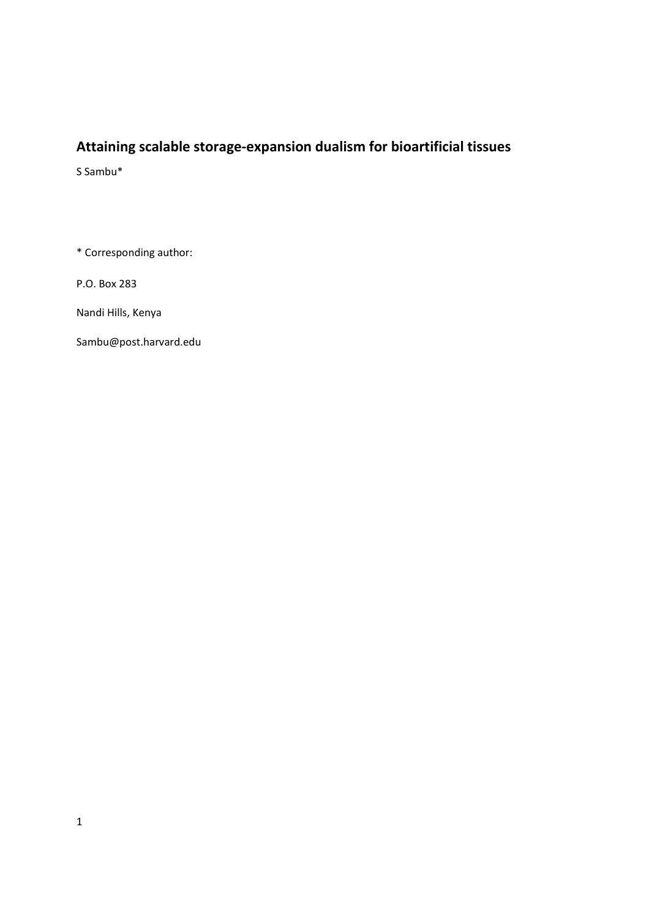# Attaining scalable storage-expansion dualism for bioartificial tissues

S Sambu*

* Corresponding author:

P.O. Box 283

Nandi Hills, Kenya

Sambu@post.harvard.edu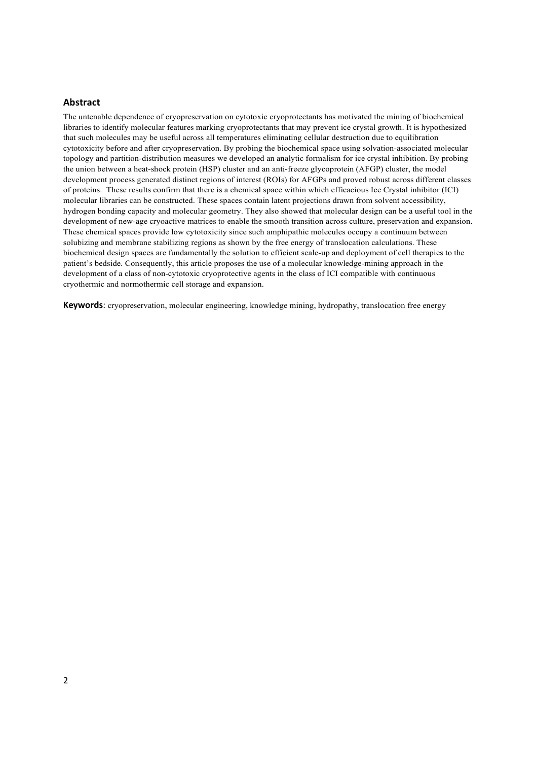## Abstract

The untenable dependence of cryopreservation on cytotoxic cryoprotectants has motivated the mining of biochemical libraries to identify molecular features marking cryoprotectants that may prevent ice crystal growth. It is hypothesized that such molecules may be useful across all temperatures eliminating cellular destruction due to equilibration cytotoxicity before and after cryopreservation. By probing the biochemical space using solvation-associated molecular topology and partition-distribution measures we developed an analytic formalism for ice crystal inhibition. By probing the union between a heat-shock protein (HSP) cluster and an anti-freeze glycoprotein (AFGP) cluster, the model development process generated distinct regions of interest (ROIs) for AFGPs and proved robust across different classes of proteins. These results confirm that there is a chemical space within which efficacious Ice Crystal inhibitor (ICI) molecular libraries can be constructed. These spaces contain latent projections drawn from solvent accessibility, hydrogen bonding capacity and molecular geometry. They also showed that molecular design can be a useful tool in the development of new-age cryoactive matrices to enable the smooth transition across culture, preservation and expansion. These chemical spaces provide low cytotoxicity since such amphipathic molecules occupy a continuum between solubizing and membrane stabilizing regions as shown by the free energy of translocation calculations. These biochemical design spaces are fundamentally the solution to efficient scale-up and deployment of cell therapies to the patient's bedside. Consequently, this article proposes the use of a molecular knowledge-mining approach in the development of a class of non-cytotoxic cryoprotective agents in the class of ICI compatible with continuous cryothermic and normothermic cell storage and expansion.

**Keywords**: cryopreservation, molecular engineering, knowledge mining, hydropathy, translocation free energy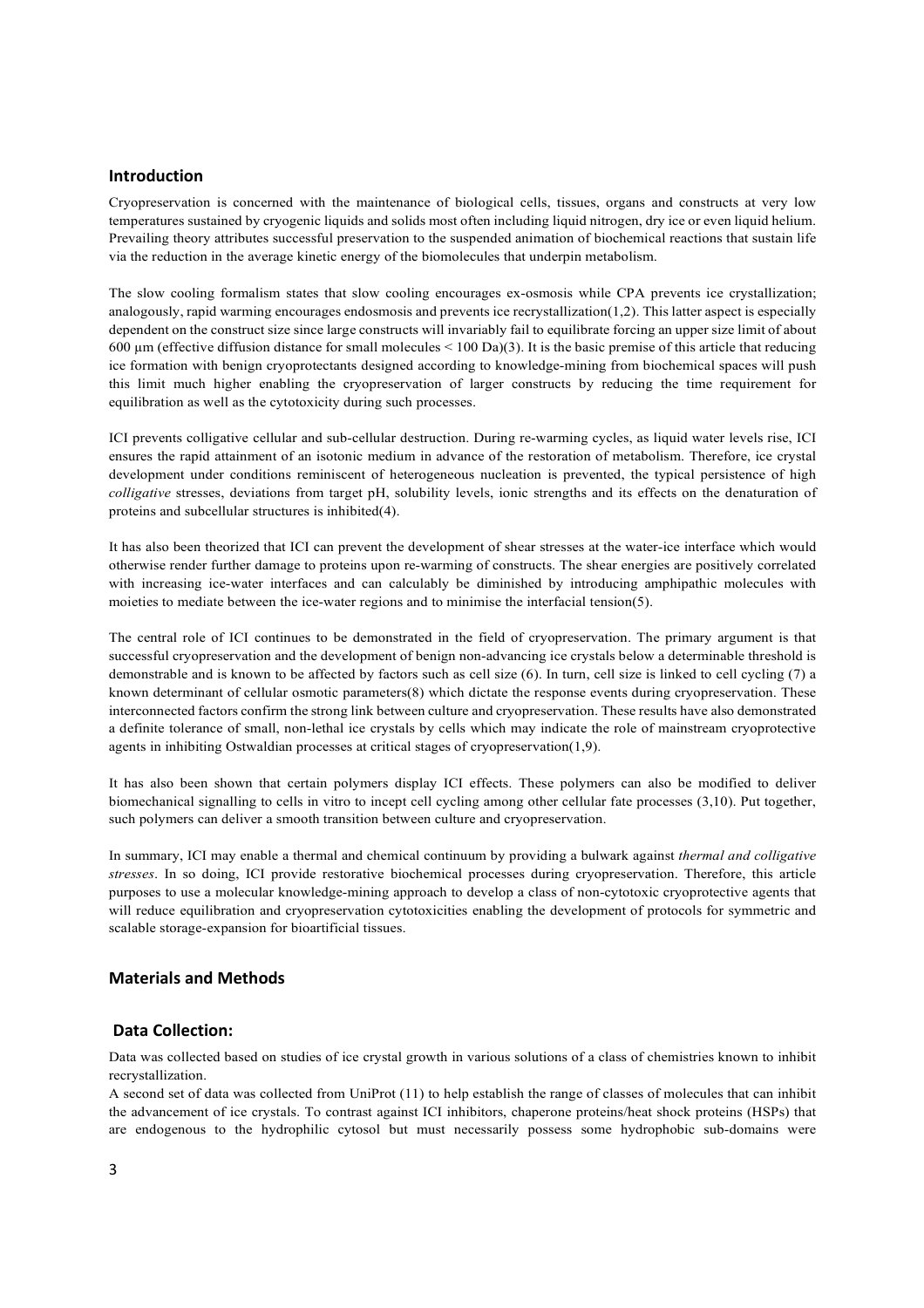## Introduction

Cryopreservation is concerned with the maintenance of biological cells, tissues, organs and constructs at very low temperatures sustained by cryogenic liquids and solids most often including liquid nitrogen, dry ice or even liquid helium. Prevailing theory attributes successful preservation to the suspended animation of biochemical reactions that sustain life via the reduction in the average kinetic energy of the biomolecules that underpin metabolism.

The slow cooling formalism states that slow cooling encourages ex-osmosis while CPA prevents ice crystallization; analogously, rapid warming encourages endosmosis and prevents ice recrystallization(1,2). This latter aspect is especially dependent on the construct size since large constructs will invariably fail to equilibrate forcing an upper size limit of about 600 μm (effective diffusion distance for small molecules < 100 Da)(3). It is the basic premise of this article that reducing ice formation with benign cryoprotectants designed according to knowledge-mining from biochemical spaces will push this limit much higher enabling the cryopreservation of larger constructs by reducing the time requirement for equilibration as well as the cytotoxicity during such processes.

ICI prevents colligative cellular and sub-cellular destruction. During re-warming cycles, as liquid water levels rise, ICI ensures the rapid attainment of an isotonic medium in advance of the restoration of metabolism. Therefore, ice crystal development under conditions reminiscent of heterogeneous nucleation is prevented, the typical persistence of high *colligative* stresses, deviations from target pH, solubility levels, ionic strengths and its effects on the denaturation of proteins and subcellular structures is inhibited(4).

It has also been theorized that ICI can prevent the development of shear stresses at the water-ice interface which would otherwise render further damage to proteins upon re-warming of constructs. The shear energies are positively correlated with increasing ice-water interfaces and can calculably be diminished by introducing amphipathic molecules with moieties to mediate between the ice-water regions and to minimise the interfacial tension(5).

The central role of ICI continues to be demonstrated in the field of cryopreservation. The primary argument is that successful cryopreservation and the development of benign non-advancing ice crystals below a determinable threshold is demonstrable and is known to be affected by factors such as cell size (6). In turn, cell size is linked to cell cycling (7) a known determinant of cellular osmotic parameters(8) which dictate the response events during cryopreservation. These interconnected factors confirm the strong link between culture and cryopreservation. These results have also demonstrated a definite tolerance of small, non-lethal ice crystals by cells which may indicate the role of mainstream cryoprotective agents in inhibiting Ostwaldian processes at critical stages of cryopreservation(1,9).

It has also been shown that certain polymers display ICI effects. These polymers can also be modified to deliver biomechanical signalling to cells in vitro to incept cell cycling among other cellular fate processes (3,10). Put together, such polymers can deliver a smooth transition between culture and cryopreservation.

In summary, ICI may enable a thermal and chemical continuum by providing a bulwark against *thermal and colligative stresses*. In so doing, ICI provide restorative biochemical processes during cryopreservation. Therefore, this article purposes to use a molecular knowledge-mining approach to develop a class of non-cytotoxic cryoprotective agents that will reduce equilibration and cryopreservation cytotoxicities enabling the development of protocols for symmetric and scalable storage-expansion for bioartificial tissues.

## Materials and Methods

### Data Collection:

Data was collected based on studies of ice crystal growth in various solutions of a class of chemistries known to inhibit recrystallization.

A second set of data was collected from UniProt (11) to help establish the range of classes of molecules that can inhibit the advancement of ice crystals. To contrast against ICI inhibitors, chaperone proteins/heat shock proteins (HSPs) that are endogenous to the hydrophilic cytosol but must necessarily possess some hydrophobic sub-domains were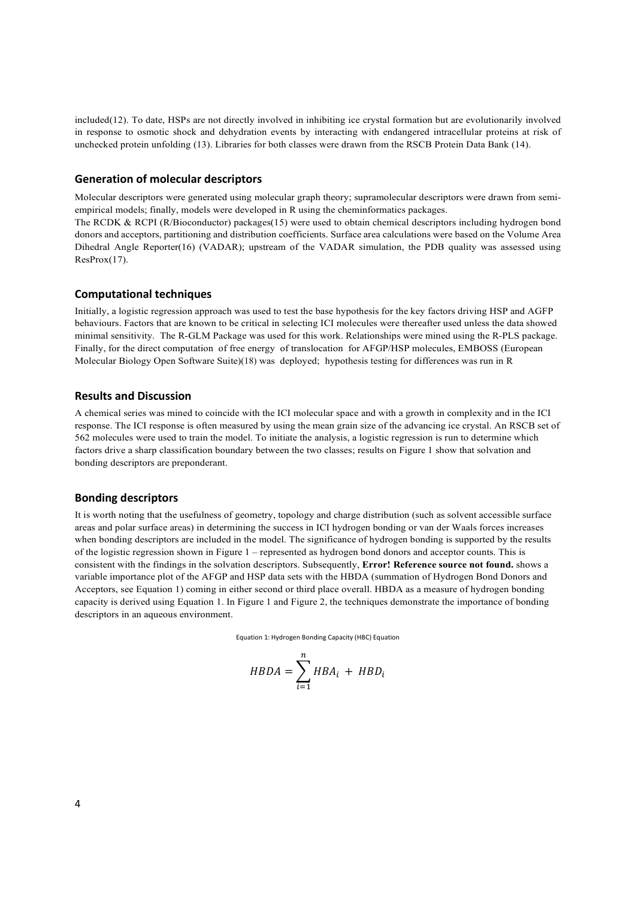included(12). To date, HSPs are not directly involved in inhibiting ice crystal formation but are evolutionarily involved in response to osmotic shock and dehydration events by interacting with endangered intracellular proteins at risk of unchecked protein unfolding (13). Libraries for both classes were drawn from the RSCB Protein Data Bank (14).

## Generation of molecular descriptors

Molecular descriptors were generated using molecular graph theory; supramolecular descriptors were drawn from semi-empirical models; finally, models were developed in R using the cheminformatics packages.

The RCDK & RCPI (R/Bioconductor) packages(15) were used to obtain chemical descriptors including hydrogen bond donors and acceptors, partitioning and distribution coefficients. Surface area calculations were based on the Volume Area Dihedral Angle Reporter(16) (VADAR); upstream of the VADAR simulation, the PDB quality was assessed using ResProx(17).

## Computational techniques

Initially, a logistic regression approach was used to test the base hypothesis for the key factors driving HSP and AGFP behaviours. Factors that are known to be critical in selecting ICI molecules were thereafter used unless the data showed minimal sensitivity. The R-GLM Package was used for this work. Relationships were mined using the R-PLS package. Finally, for the direct computation of free energy of translocation for AFGP/HSP molecules, EMBOSS (European Molecular Biology Open Software Suite)(18) was deployed; hypothesis testing for differences was run in R

## Results and Discussion

A chemical series was mined to coincide with the ICI molecular space and with a growth in complexity and in the ICI response. The ICI response is often measured by using the mean grain size of the advancing ice crystal. An RSCB set of 562 molecules were used to train the model. To initiate the analysis, a logistic regression is run to determine which factors drive a sharp classification boundary between the two classes; results on Figure 1 show that solvation and bonding descriptors are preponderant.

## Bonding descriptors

It is worth noting that the usefulness of geometry, topology and charge distribution (such as solvent accessible surface areas and polar surface areas) in determining the success in ICI hydrogen bonding or van der Waals forces increases when bonding descriptors are included in the model. The significance of hydrogen bonding is supported by the results of the logistic regression shown in Figure 1 – represented as hydrogen bond donors and acceptor counts. This is consistent with the findings in the solvation descriptors. Subsequently, **Error! Reference source not found.** shows a variable importance plot of the AFGP and HSP data sets with the HBDA (summation of Hydrogen Bond Donors and Acceptors, see Equation 1) coming in either second or third place overall. HBDA as a measure of hydrogen bonding capacity is derived using Equation 1. In Figure 1 and Figure 2, the techniques demonstrate the importance of bonding descriptors in an aqueous environment.

Equation 1: Hydrogen Bonding Capacity (HBC) Equation

$$HBDA = \sum_{i=1}^{n} HBA_i + HBD_i$$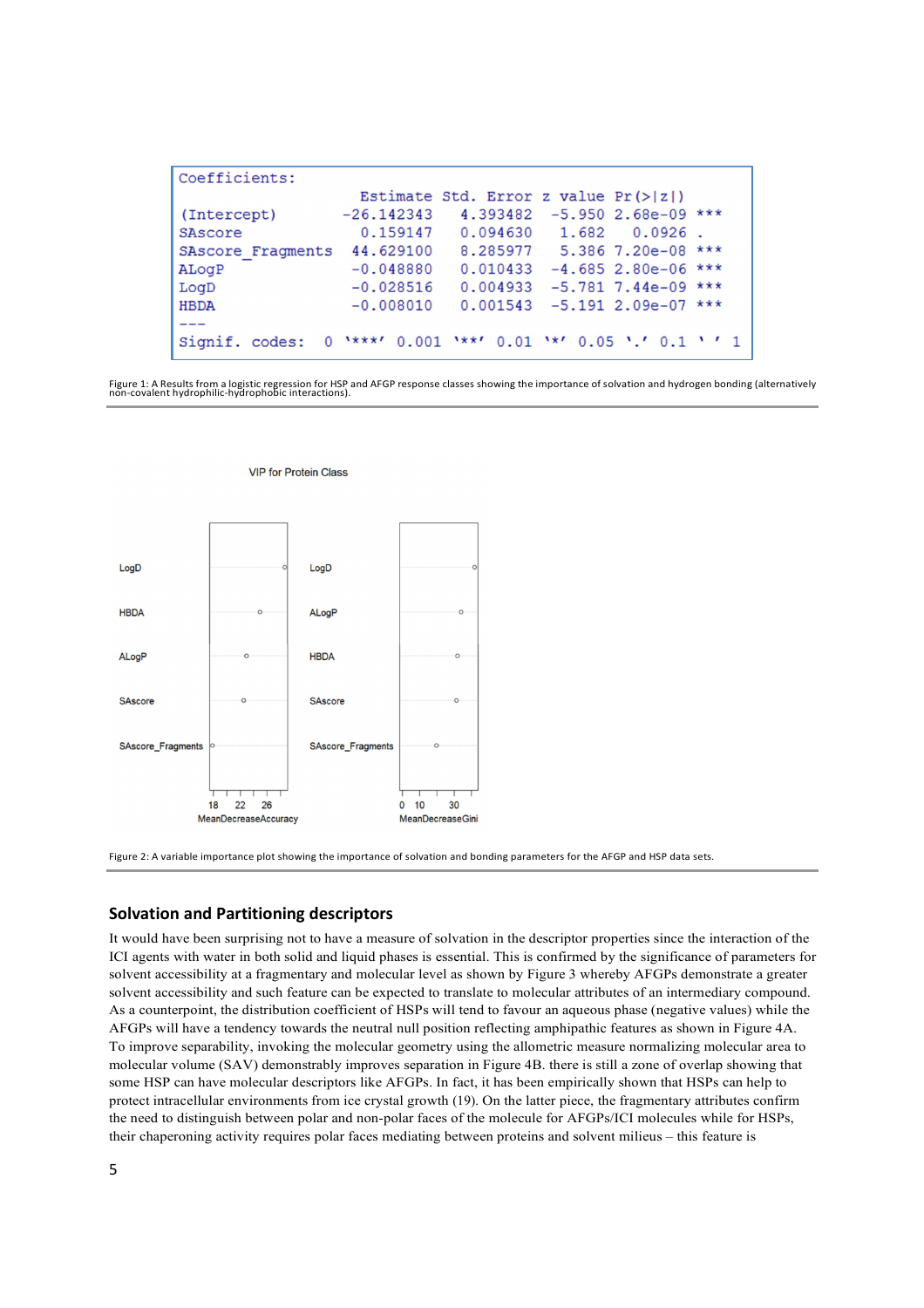```
Coefficients:
                  Estimate Std. Error z value Pr(>|z|)    
(Intercept)     -26.142343   4.393482  -5.950 2.68e-09 ***
SAscore           0.159147   0.094630   1.682   0.0926 .  
SAscore_Fragments 44.629100  8.285977   5.386 7.20e-08 ***
ALogP            -0.048880   0.010433  -4.685 2.80e-06 ***
LogD             -0.028516   0.004933  -5.781 7.44e-09 ***
HBDA             -0.008010   0.001543  -5.191 2.09e-07 ***
---
Signif. codes:  0 '***' 0.001 '**' 0.01 '*' 0.05 '.' 0.1 ' ' 1
```

Figure 1: A Results from a logistic regression for HSP and AFGP response classes showing the importance of solvation and hydrogen bonding (alternatively non-covalent hydrophilic-hydrophobic interactions).

VIP for Protein Class

| MeanDecreaseAccuracy | MeanDecreaseGini |
| --- | --- |
| LogD | LogD |
| HBDA | ALogP |
| ALogP | HBDA |
| SAscore | SAscore |
| SAscore_Fragments | SAscore_Fragments |

Figure 2: A variable importance plot showing the importance of solvation and bonding parameters for the AFGP and HSP data sets.

## Solvation and Partitioning descriptors

It would have been surprising not to have a measure of solvation in the descriptor properties since the interaction of the ICI agents with water in both solid and liquid phases is essential. This is confirmed by the significance of parameters for solvent accessibility at a fragmentary and molecular level as shown by Figure 3 whereby AFGPs demonstrate a greater solvent accessibility and such feature can be expected to translate to molecular attributes of an intermediary compound. As a counterpoint, the distribution coefficient of HSPs will tend to favour an aqueous phase (negative values) while the AFGPs will have a tendency towards the neutral null position reflecting amphipathic features as shown in Figure 4A. To improve separability, invoking the molecular geometry using the allometric measure normalizing molecular area to molecular volume (SAV) demonstrably improves separation in Figure 4B. there is still a zone of overlap showing that some HSP can have molecular descriptors like AFGPs. In fact, it has been empirically shown that HSPs can help to protect intracellular environments from ice crystal growth (19). On the latter piece, the fragmentary attributes confirm the need to distinguish between polar and non-polar faces of the molecule for AFGPs/ICI molecules while for HSPs, their chaperoning activity requires polar faces mediating between proteins and solvent milieus – this feature is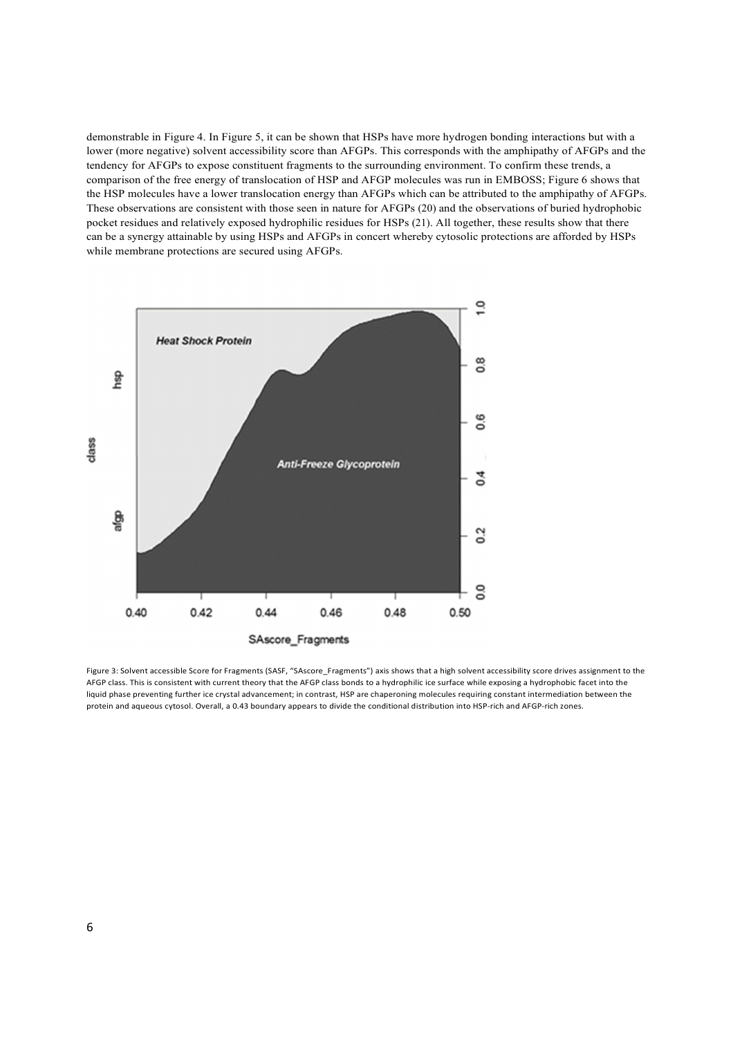demonstrable in Figure 4. In Figure 5, it can be shown that HSPs have more hydrogen bonding interactions but with a lower (more negative) solvent accessibility score than AFGPs. This corresponds with the amphipathy of AFGPs and the tendency for AFGPs to expose constituent fragments to the surrounding environment. To confirm these trends, a comparison of the free energy of translocation of HSP and AFGP molecules was run in EMBOSS; Figure 6 shows that the HSP molecules have a lower translocation energy than AFGPs which can be attributed to the amphipathy of AFGPs. These observations are consistent with those seen in nature for AFGPs (20) and the observations of buried hydrophobic pocket residues and relatively exposed hydrophilic residues for HSPs (21). All together, these results show that there can be a synergy attainable by using HSPs and AFGPs in concert whereby cytosolic protections are afforded by HSPs while membrane protections are secured using AFGPs.

Figure 3: Solvent accessible Score for Fragments (SASF, "SAscore_Fragments") axis shows that a high solvent accessibility score drives assignment to the AFGP class. This is consistent with current theory that the AFGP class bonds to a hydrophilic ice surface while exposing a hydrophobic facet into the liquid phase preventing further ice crystal advancement; in contrast, HSP are chaperoning molecules requiring constant intermediation between the protein and aqueous cytosol. Overall, a 0.43 boundary appears to divide the conditional distribution into HSP-rich and AFGP-rich zones.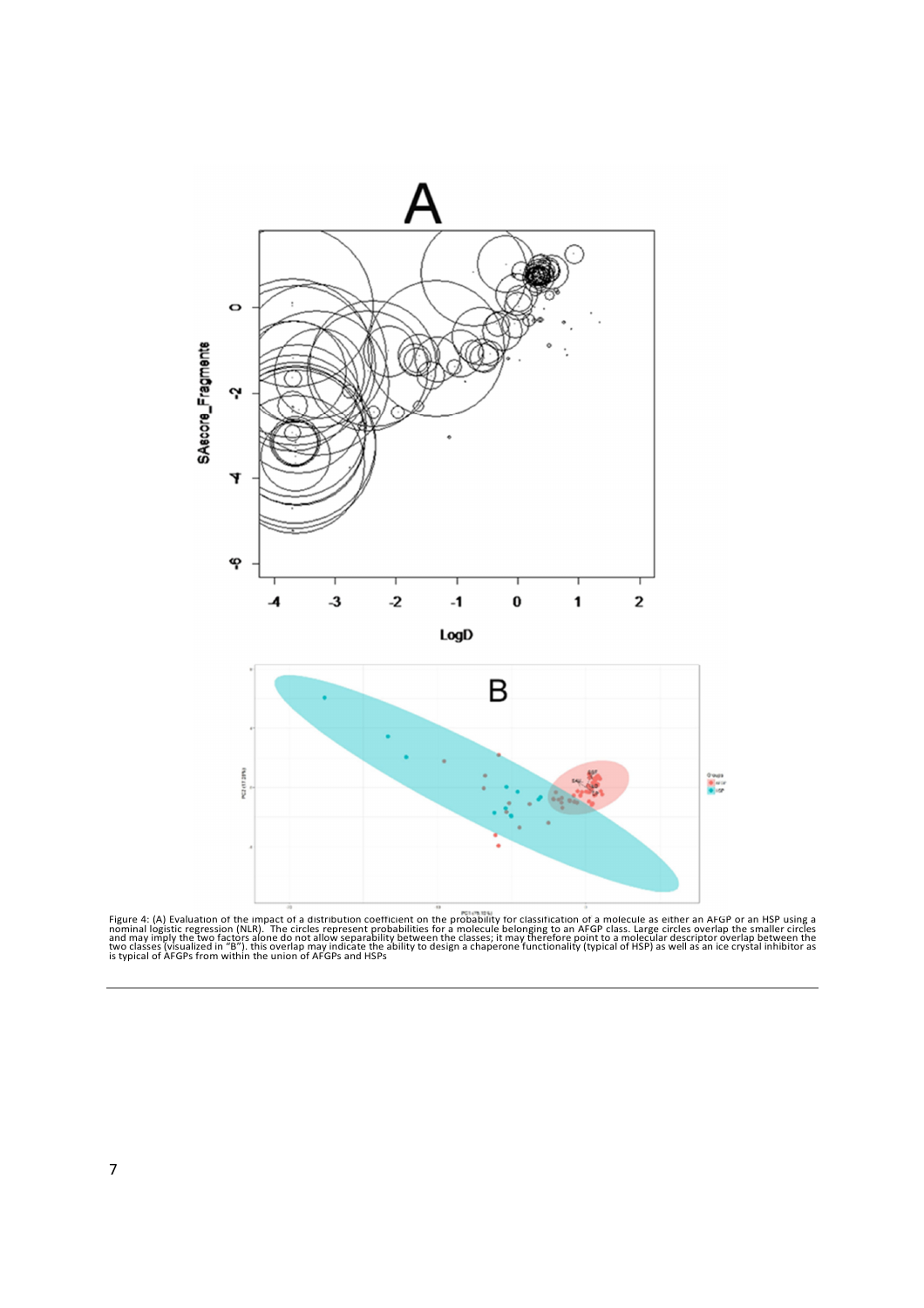Figure 4: (A) Evaluation of the impact of a distribution coefficient on the probability for classification of a molecule as either an AFGP or an HSP using a nominal logistic regression (NLR). The circles represent probabilities for a molecule belonging to an AFGP class. Large circles overlap the smaller circles and may imply the two factors alone do not allow separability between the classes; it may therefore point to a molecular descriptor overlap between the two classes (visualized in "B"). this overlap may indicate the ability to design a chaperone functionality (typical of HSP) as well as an ice crystal inhibitor as is typical of AFGPs from within the union of AFGPs and HSPs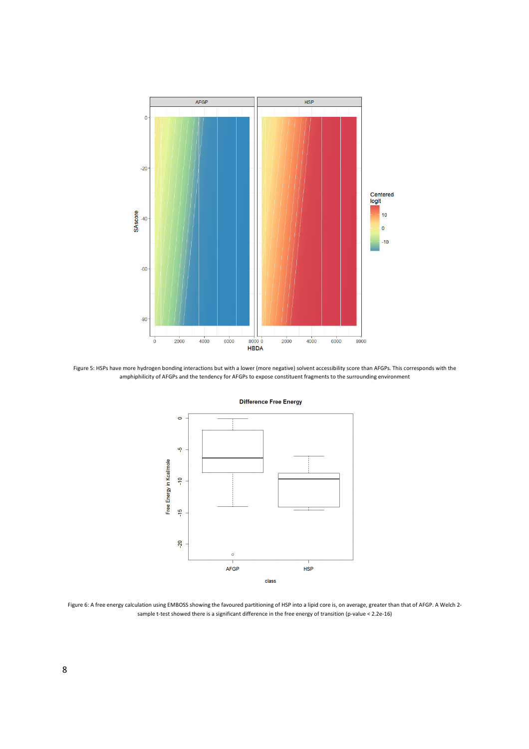Figure 5: HSPs have more hydrogen bonding interactions but with a lower (more negative) solvent accessibility score than AFGPs. This corresponds with the amphiphilicity of AFGPs and the tendency for AFGPs to expose constituent fragments to the surrounding environment

Figure 6: A free energy calculation using EMBOSS showing the favoured partitioning of HSP into a lipid core is, on average, greater than that of AFGP. A Welch 2-sample t-test showed there is a significant difference in the free energy of transition (p-value < 2.2e-16)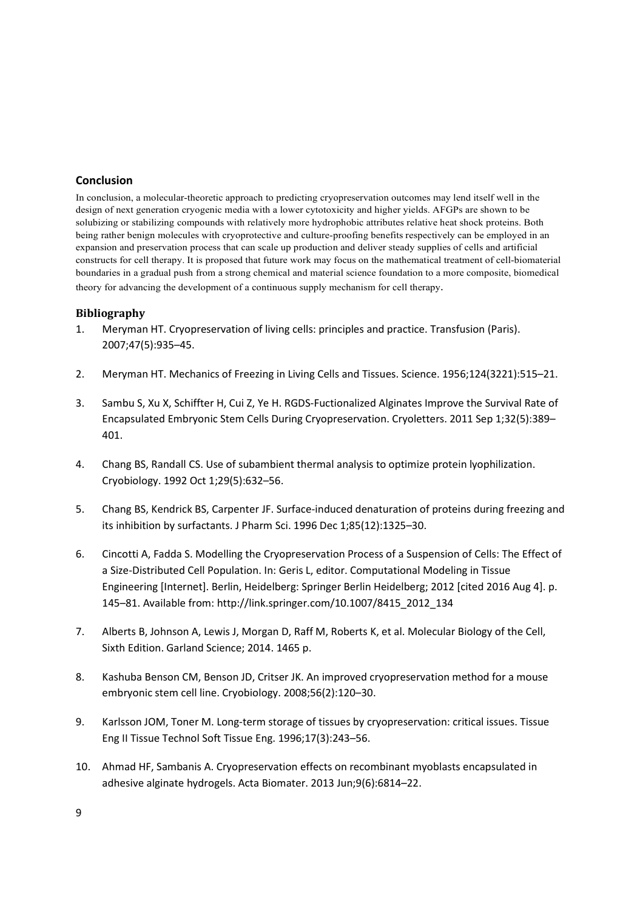## Conclusion

In conclusion, a molecular-theoretic approach to predicting cryopreservation outcomes may lend itself well in the design of next generation cryogenic media with a lower cytotoxicity and higher yields. AFGPs are shown to be solubizing or stabilizing compounds with relatively more hydrophobic attributes relative heat shock proteins. Both being rather benign molecules with cryoprotective and culture-proofing benefits respectively can be employed in an expansion and preservation process that can scale up production and deliver steady supplies of cells and artificial constructs for cell therapy. It is proposed that future work may focus on the mathematical treatment of cell-biomaterial boundaries in a gradual push from a strong chemical and material science foundation to a more composite, biomedical theory for advancing the development of a continuous supply mechanism for cell therapy.

## Bibliography

1. Meryman HT. Cryopreservation of living cells: principles and practice. Transfusion (Paris). 2007;47(5):935–45.
2. Meryman HT. Mechanics of Freezing in Living Cells and Tissues. Science. 1956;124(3221):515–21.
3. Sambu S, Xu X, Schiffter H, Cui Z, Ye H. RGDS-Fuctionalized Alginates Improve the Survival Rate of Encapsulated Embryonic Stem Cells During Cryopreservation. Cryoletters. 2011 Sep 1;32(5):389–401.
4. Chang BS, Randall CS. Use of subambient thermal analysis to optimize protein lyophilization. Cryobiology. 1992 Oct 1;29(5):632–56.
5. Chang BS, Kendrick BS, Carpenter JF. Surface-induced denaturation of proteins during freezing and its inhibition by surfactants. J Pharm Sci. 1996 Dec 1;85(12):1325–30.
6. Cincotti A, Fadda S. Modelling the Cryopreservation Process of a Suspension of Cells: The Effect of a Size-Distributed Cell Population. In: Geris L, editor. Computational Modeling in Tissue Engineering [Internet]. Berlin, Heidelberg: Springer Berlin Heidelberg; 2012 [cited 2016 Aug 4]. p. 145–81. Available from: http://link.springer.com/10.1007/8415_2012_134
7. Alberts B, Johnson A, Lewis J, Morgan D, Raff M, Roberts K, et al. Molecular Biology of the Cell, Sixth Edition. Garland Science; 2014. 1465 p.
8. Kashuba Benson CM, Benson JD, Critser JK. An improved cryopreservation method for a mouse embryonic stem cell line. Cryobiology. 2008;56(2):120–30.
9. Karlsson JOM, Toner M. Long-term storage of tissues by cryopreservation: critical issues. Tissue Eng II Tissue Technol Soft Tissue Eng. 1996;17(3):243–56.
10. Ahmad HF, Sambanis A. Cryopreservation effects on recombinant myoblasts encapsulated in adhesive alginate hydrogels. Acta Biomater. 2013 Jun;9(6):6814–22.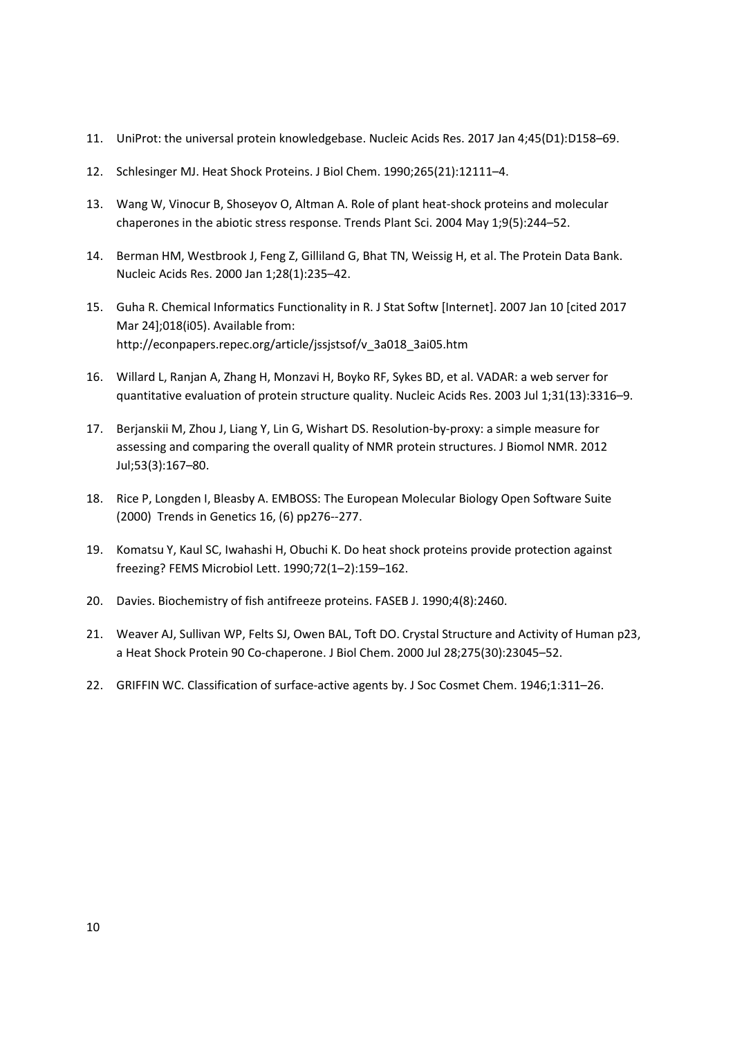11. UniProt: the universal protein knowledgebase. Nucleic Acids Res. 2017 Jan 4;45(D1):D158–69.

12. Schlesinger MJ. Heat Shock Proteins. J Biol Chem. 1990;265(21):12111–4.

13. Wang W, Vinocur B, Shoseyov O, Altman A. Role of plant heat-shock proteins and molecular chaperones in the abiotic stress response. Trends Plant Sci. 2004 May 1;9(5):244–52.

14. Berman HM, Westbrook J, Feng Z, Gilliland G, Bhat TN, Weissig H, et al. The Protein Data Bank. Nucleic Acids Res. 2000 Jan 1;28(1):235–42.

15. Guha R. Chemical Informatics Functionality in R. J Stat Softw [Internet]. 2007 Jan 10 [cited 2017 Mar 24];018(i05). Available from: http://econpapers.repec.org/article/jssjstsof/v_3a018_3ai05.htm

16. Willard L, Ranjan A, Zhang H, Monzavi H, Boyko RF, Sykes BD, et al. VADAR: a web server for quantitative evaluation of protein structure quality. Nucleic Acids Res. 2003 Jul 1;31(13):3316–9.

17. Berjanskii M, Zhou J, Liang Y, Lin G, Wishart DS. Resolution-by-proxy: a simple measure for assessing and comparing the overall quality of NMR protein structures. J Biomol NMR. 2012 Jul;53(3):167–80.

18. Rice P, Longden I, Bleasby A. EMBOSS: The European Molecular Biology Open Software Suite (2000) Trends in Genetics 16, (6) pp276--277.

19. Komatsu Y, Kaul SC, Iwahashi H, Obuchi K. Do heat shock proteins provide protection against freezing? FEMS Microbiol Lett. 1990;72(1–2):159–162.

20. Davies. Biochemistry of fish antifreeze proteins. FASEB J. 1990;4(8):2460.

21. Weaver AJ, Sullivan WP, Felts SJ, Owen BAL, Toft DO. Crystal Structure and Activity of Human p23, a Heat Shock Protein 90 Co-chaperone. J Biol Chem. 2000 Jul 28;275(30):23045–52.

22. GRIFFIN WC. Classification of surface-active agents by. J Soc Cosmet Chem. 1946;1:311–26.